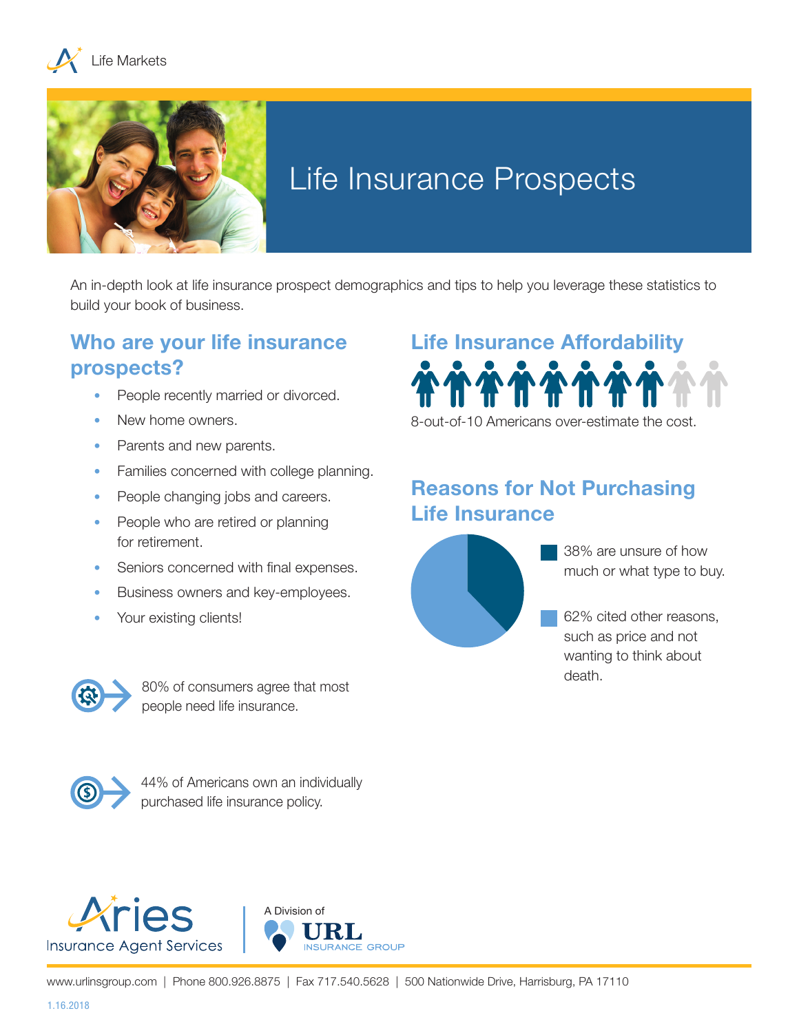Life Markets

# Life Insurance Prospects

An in-depth look at life insurance prospect demographics and tips to help you leverage these statistics to build your book of business.

## Who are your life insurance prospects?

- People recently married or divorced.
- New home owners.
- Parents and new parents.
- Families concerned with college planning.
- People changing jobs and careers.
- People who are retired or planning for retirement.
- Seniors concerned with final expenses.
- Business owners and key-employees.
- Your existing clients!

80% of consumers agree that most people need life insurance.

44% of Americans own an individually purchased life insurance policy.

## Life Insurance Affordability

8-out-of-10 Americans over-estimate the cost.

## Reasons for Not Purchasing Life Insurance

38% are unsure of how much or what type to buy.

62% cited other reasons, such as price and not wanting to think about death.

Aries Insurance Agent Services

A Division of URL INSURANCE GROUP

www.urlinsgroup.com | Phone 800.926.8875 | Fax 717.540.5628 | 500 Nationwide Drive, Harrisburg, PA 17110

1.16.2018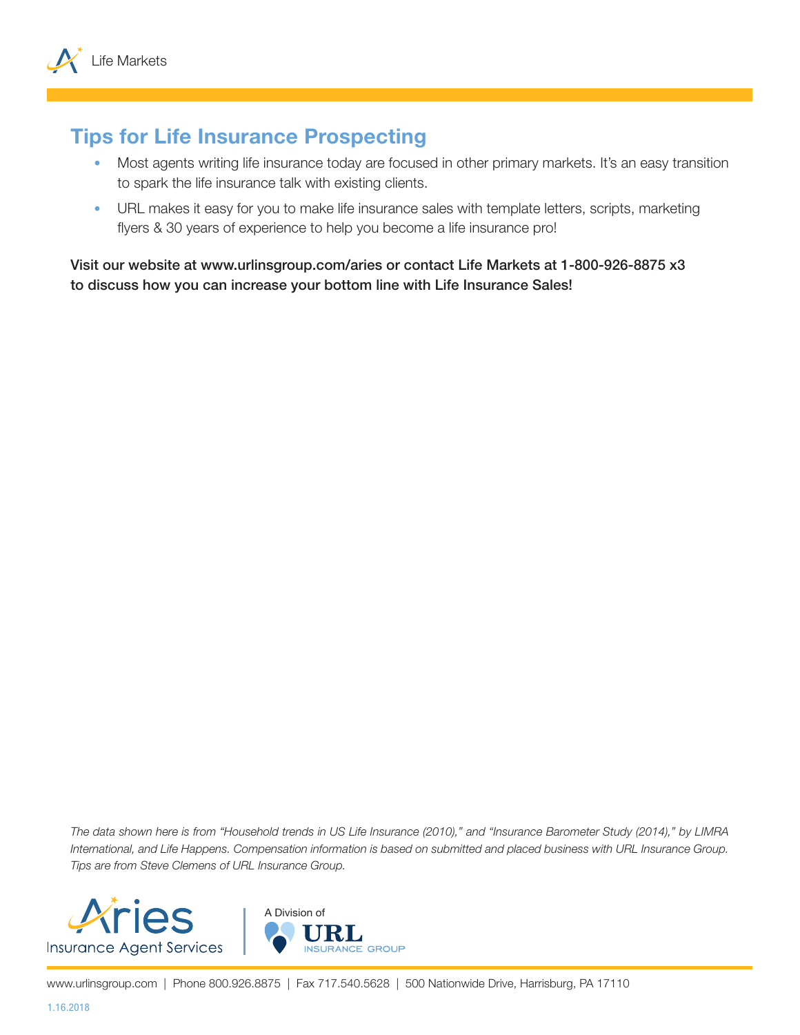Life Markets

## Tips for Life Insurance Prospecting

- Most agents writing life insurance today are focused in other primary markets. It's an easy transition to spark the life insurance talk with existing clients.
- URL makes it easy for you to make life insurance sales with template letters, scripts, marketing flyers & 30 years of experience to help you become a life insurance pro!

**Visit our website at www.urlinsgroup.com/aries or contact Life Markets at 1-800-926-8875 x3 to discuss how you can increase your bottom line with Life Insurance Sales!**

*The data shown here is from "Household trends in US Life Insurance (2010)," and "Insurance Barometer Study (2014)," by LIMRA International, and Life Happens. Compensation information is based on submitted and placed business with URL Insurance Group. Tips are from Steve Clemens of URL Insurance Group.*

Aries Insurance Agent Services | A Division of URL Insurance Group

www.urlinsgroup.com | Phone 800.926.8875 | Fax 717.540.5628 | 500 Nationwide Drive, Harrisburg, PA 17110

1.16.2018